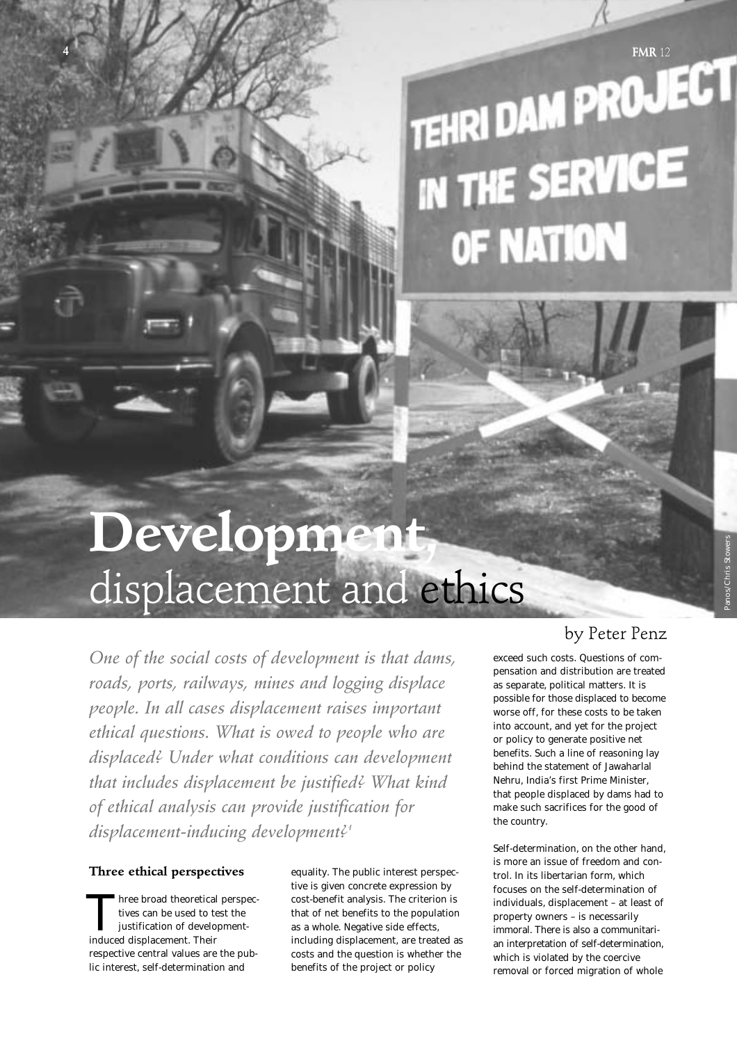# Development, displacement and ethics

by Peter Penz

*One of the social costs of development is that dams, roads, ports, railways, mines and logging displace people. In all cases displacement raises important ethical questions. What is owed to people who are displaced? Under what conditions can development that includes displacement be justified? What kind of ethical analysis can provide justification for displacement-inducing development?[1]*

## Three ethical perspectives

Three broad theoretical perspectives can be used to test the justification of development-induced displacement. Their respective central values are the public interest, self-determination and equality. The public interest perspective is given concrete expression by cost-benefit analysis. The criterion is that of net benefits to the population as a whole. Negative side effects, including displacement, are treated as costs and the question is whether the benefits of the project or policy exceed such costs. Questions of compensation and distribution are treated as separate, political matters. It is possible for those displaced to become worse off, for these costs to be taken into account, and yet for the project or policy to generate positive net benefits. Such a line of reasoning lay behind the statement of Jawaharlal Nehru, India's first Prime Minister, that people displaced by dams had to make such sacrifices for the good of the country.

Self-determination, on the other hand, is more an issue of freedom and control. In its libertarian form, which focuses on the self-determination of individuals, displacement – at least of property owners – is necessarily immoral. There is also a communitarian interpretation of self-determination, which is violated by the coercive removal or forced migration of whole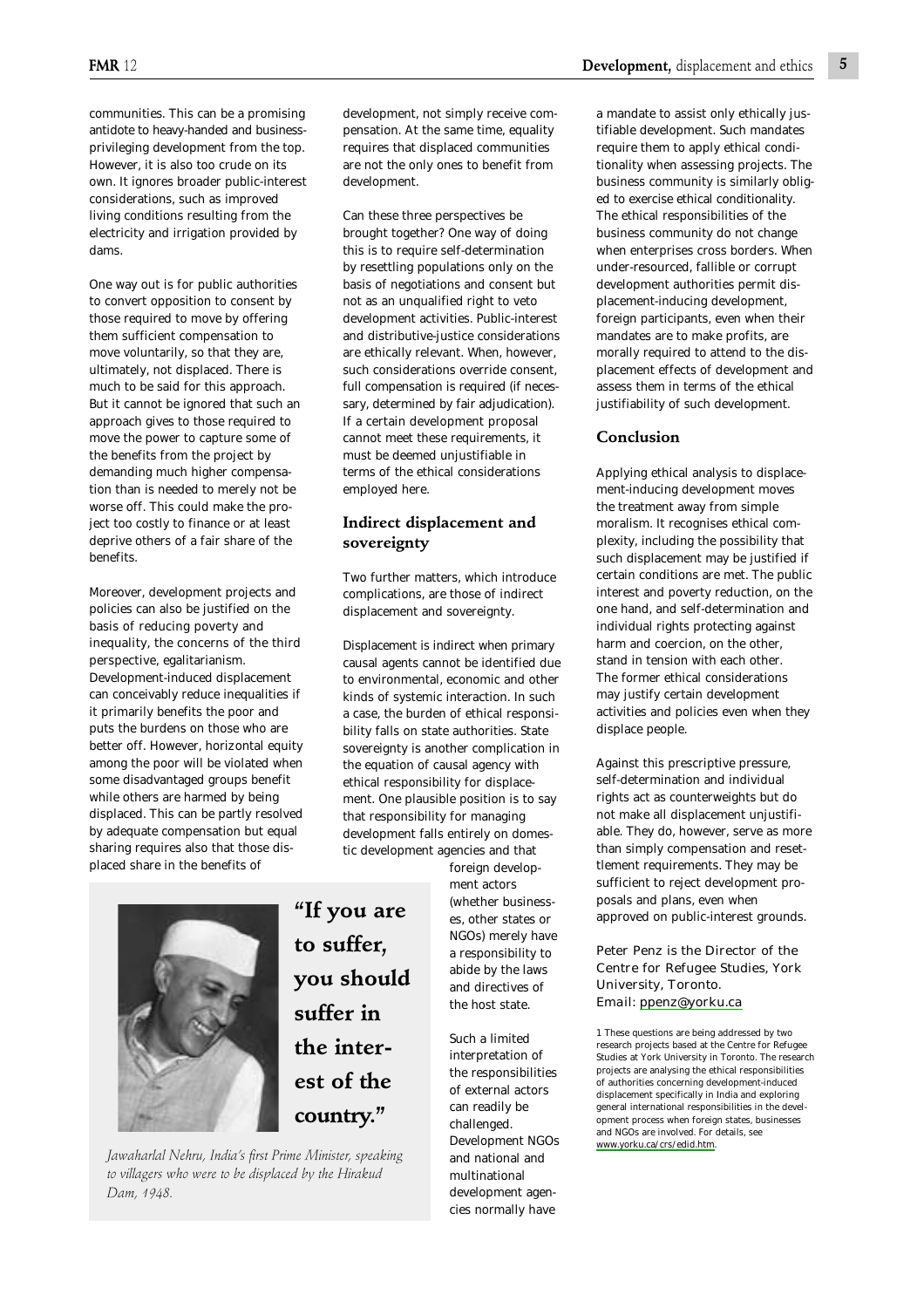communities. This can be a promising antidote to heavy-handed and business-privileging development from the top. However, it is also too crude on its own. It ignores broader public-interest considerations, such as improved living conditions resulting from the electricity and irrigation provided by dams.

One way out is for public authorities to convert opposition to consent by those required to move by offering them sufficient compensation to move voluntarily, so that they are, ultimately, not displaced. There is much to be said for this approach. But it cannot be ignored that such an approach gives to those required to move the power to capture some of the benefits from the project by demanding much higher compensation than is needed to merely not be worse off. This could make the project too costly to finance or at least deprive others of a fair share of the benefits.

Moreover, development projects and policies can also be justified on the basis of reducing poverty and inequality, the concerns of the third perspective, egalitarianism. Development-induced displacement can conceivably reduce inequalities if it primarily benefits the poor and puts the burdens on those who are better off. However, horizontal equity among the poor will be violated when some disadvantaged groups benefit while others are harmed by being displaced. This can be partly resolved by adequate compensation but equal sharing requires also that those displaced share in the benefits of development, not simply receive compensation. At the same time, equality requires that displaced communities are not the only ones to benefit from development.

Can these three perspectives be brought together? One way of doing this is to require self-determination by resettling populations only on the basis of negotiations and consent but not as an unqualified right to veto development activities. Public-interest and distributive-justice considerations are ethically relevant. When, however, such considerations override consent, full compensation is required (if necessary, determined by fair adjudication). If a certain development proposal cannot meet these requirements, it must be deemed unjustifiable in terms of the ethical considerations employed here.

## Indirect displacement and sovereignty

Two further matters, which introduce complications, are those of indirect displacement and sovereignty.

Displacement is indirect when primary causal agents cannot be identified due to environmental, economic and other kinds of systemic interaction. In such a case, the burden of ethical responsibility falls on state authorities. State sovereignty is another complication in the equation of causal agency with ethical responsibility for displacement. One plausible position is to say that responsibility for managing development falls entirely on domestic development agencies and that foreign development actors (whether businesses, other states or NGOs) merely have a responsibility to abide by the laws and directives of the host state.

Such a limited interpretation of the responsibilities of external actors can readily be challenged. Development NGOs and national and multinational development agencies normally have a mandate to assist only ethically justifiable development. Such mandates require them to apply ethical conditionality when assessing projects. The business community is similarly obliged to exercise ethical conditionality. The ethical responsibilities of the business community do not change when enterprises cross borders. When under-resourced, fallible or corrupt development authorities permit displacement-inducing development, foreign participants, even when their mandates are to make profits, are morally required to attend to the displacement effects of development and assess them in terms of the ethical justifiability of such development.

**"If you are to suffer, you should suffer in the interest of the country."**

*Jawaharlal Nehru, India's first Prime Minister, speaking to villagers who were to be displaced by the Hirakud Dam, 1948.*

## Conclusion

Applying ethical analysis to displacement-inducing development moves the treatment away from simple moralism. It recognises ethical complexity, including the possibility that such displacement may be justified if certain conditions are met. The public interest and poverty reduction, on the one hand, and self-determination and individual rights protecting against harm and coercion, on the other, stand in tension with each other. The former ethical considerations may justify certain development activities and policies even when they displace people.

Against this prescriptive pressure, self-determination and individual rights act as counterweights but do not make all displacement unjustifiable. They do, however, serve as more than simply compensation and resettlement requirements. They may be sufficient to reject development proposals and plans, even when approved on public-interest grounds.

Peter Penz is the Director of the Centre for Refugee Studies, York University, Toronto.
Email: ppenz@yorku.ca

1 These questions are being addressed by two research projects based at the Centre for Refugee Studies at York University in Toronto. The research projects are analysing the ethical responsibilities of authorities concerning development-induced displacement specifically in India and exploring general international responsibilities in the development process when foreign states, businesses and NGOs are involved. For details, see www.yorku.ca/crs/edid.htm.